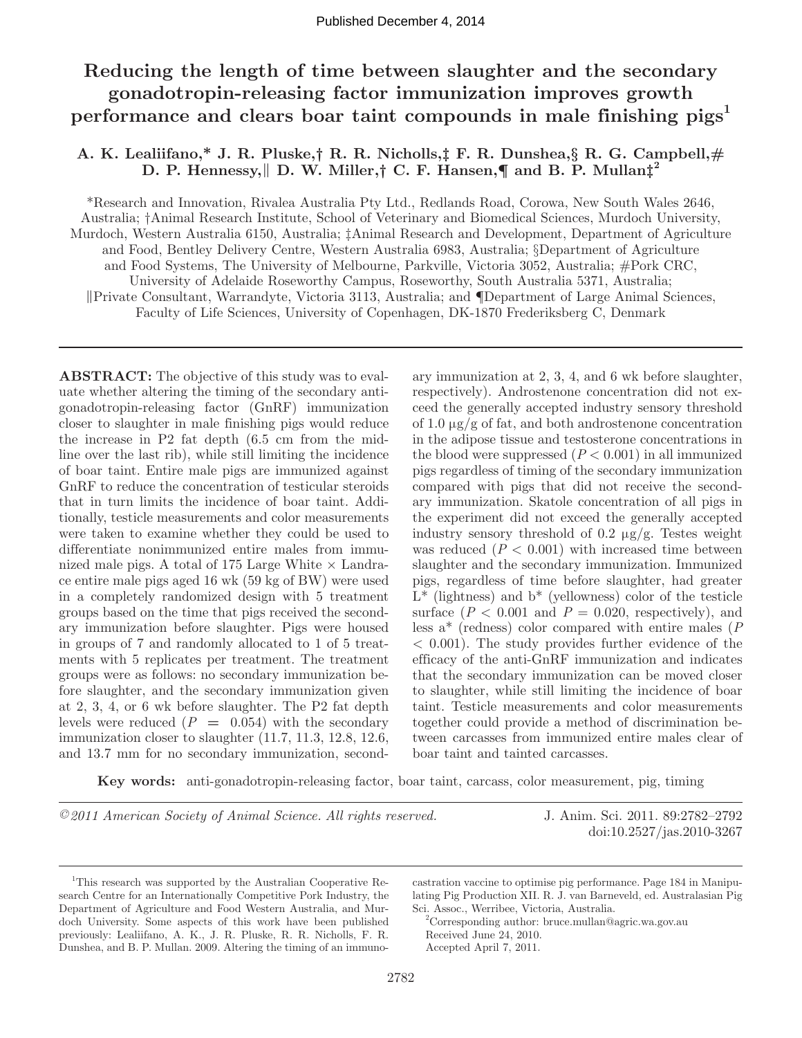Published December 4, 2014

# Reducing the length of time between slaughter and the secondary gonadotropin-releasing factor immunization improves growth performance and clears boar taint compounds in male finishing pigs[1]

**A. K. Lealiifano,* J. R. Pluske,† R. R. Nicholls,‡ F. R. Dunshea,§ R. G. Campbell,# D. P. Hennessy,‖ D. W. Miller,† C. F. Hansen,¶ and B. P. Mullan‡[2]**

*Research and Innovation, Rivalea Australia Pty Ltd., Redlands Road, Corowa, New South Wales 2646, Australia; †Animal Research Institute, School of Veterinary and Biomedical Sciences, Murdoch University, Murdoch, Western Australia 6150, Australia; ‡Animal Research and Development, Department of Agriculture and Food, Bentley Delivery Centre, Western Australia 6983, Australia; §Department of Agriculture and Food Systems, The University of Melbourne, Parkville, Victoria 3052, Australia; #Pork CRC, University of Adelaide Roseworthy Campus, Roseworthy, South Australia 5371, Australia; ‖Private Consultant, Warrandyte, Victoria 3113, Australia; and ¶Department of Large Animal Sciences, Faculty of Life Sciences, University of Copenhagen, DK-1870 Frederiksberg C, Denmark

**ABSTRACT:** The objective of this study was to evaluate whether altering the timing of the secondary anti-gonadotropin-releasing factor (GnRF) immunization closer to slaughter in male finishing pigs would reduce the increase in P2 fat depth (6.5 cm from the midline over the last rib), while still limiting the incidence of boar taint. Entire male pigs are immunized against GnRF to reduce the concentration of testicular steroids that in turn limits the incidence of boar taint. Additionally, testicle measurements and color measurements were taken to examine whether they could be used to differentiate nonimmunized entire males from immunized male pigs. A total of 175 Large White × Landrace entire male pigs aged 16 wk (59 kg of BW) were used in a completely randomized design with 5 treatment groups based on the time that pigs received the secondary immunization before slaughter. Pigs were housed in groups of 7 and randomly allocated to 1 of 5 treatments with 5 replicates per treatment. The treatment groups were as follows: no secondary immunization before slaughter, and the secondary immunization given at 2, 3, 4, or 6 wk before slaughter. The P2 fat depth levels were reduced ($P = 0.054$) with the secondary immunization closer to slaughter (11.7, 11.3, 12.8, 12.6, and 13.7 mm for no secondary immunization, secondary immunization at 2, 3, 4, and 6 wk before slaughter, respectively). Androstenone concentration did not exceed the generally accepted industry sensory threshold of 1.0 μg/g of fat, and both androstenone concentration in the adipose tissue and testosterone concentrations in the blood were suppressed ($P < 0.001$) in all immunized pigs regardless of timing of the secondary immunization compared with pigs that did not receive the secondary immunization. Skatole concentration of all pigs in the experiment did not exceed the generally accepted industry sensory threshold of 0.2 μg/g. Testes weight was reduced ($P < 0.001$) with increased time between slaughter and the secondary immunization. Immunized pigs, regardless of time before slaughter, had greater L* (lightness) and b* (yellowness) color of the testicle surface ($P < 0.001$ and $P = 0.020$, respectively), and less a* (redness) color compared with entire males ($P < 0.001$). The study provides further evidence of the efficacy of the anti-GnRF immunization and indicates that the secondary immunization can be moved closer to slaughter, while still limiting the incidence of boar taint. Testicle measurements and color measurements together could provide a method of discrimination between carcasses from immunized entire males clear of boar taint and tainted carcasses.

**Key words:** anti-gonadotropin-releasing factor, boar taint, carcass, color measurement, pig, timing

©2011 American Society of Animal Science. All rights reserved. J. Anim. Sci. 2011. 89:2782–2792 doi:10.2527/jas.2010-3267

[1]This research was supported by the Australian Cooperative Research Centre for an Internationally Competitive Pork Industry, the Department of Agriculture and Food Western Australia, and Murdoch University. Some aspects of this work have been published previously: Lealiifano, A. K., J. R. Pluske, R. R. Nicholls, F. R. Dunshea, and B. P. Mullan. 2009. Altering the timing of an immunocastration vaccine to optimise pig performance. Page 184 in Manipulating Pig Production XII. R. J. van Barneveld, ed. Australasian Pig Sci. Assoc., Werribee, Victoria, Australia.

[2]Corresponding author: bruce.mullan@agric.wa.gov.au

Received June 24, 2010.

Accepted April 7, 2011.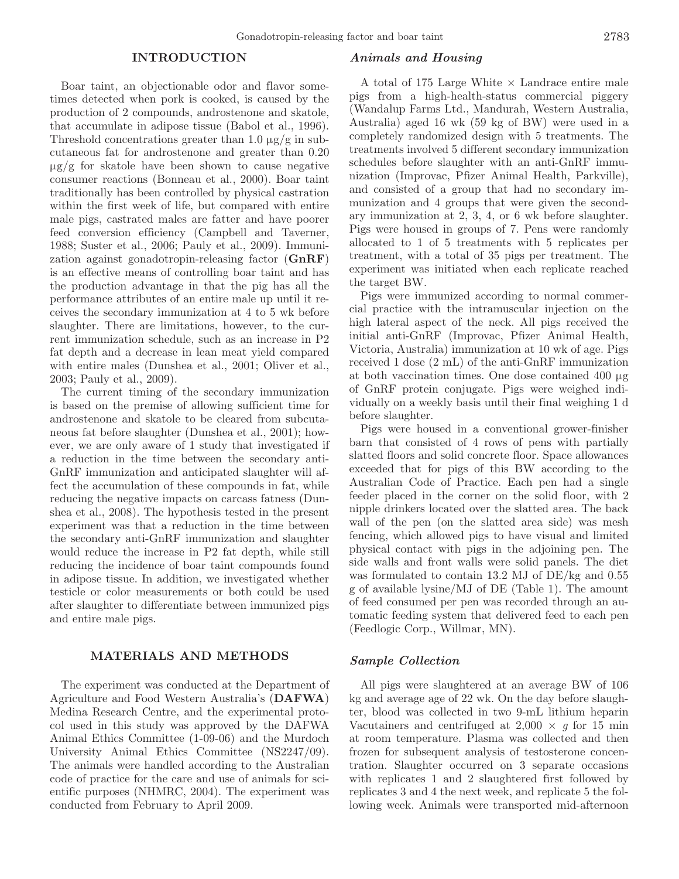## INTRODUCTION

Boar taint, an objectionable odor and flavor sometimes detected when pork is cooked, is caused by the production of 2 compounds, androstenone and skatole, that accumulate in adipose tissue (Babol et al., 1996). Threshold concentrations greater than 1.0 μg/g in subcutaneous fat for androstenone and greater than 0.20 μg/g for skatole have been shown to cause negative consumer reactions (Bonneau et al., 2000). Boar taint traditionally has been controlled by physical castration within the first week of life, but compared with entire male pigs, castrated males are fatter and have poorer feed conversion efficiency (Campbell and Taverner, 1988; Suster et al., 2006; Pauly et al., 2009). Immunization against gonadotropin-releasing factor (**GnRF**) is an effective means of controlling boar taint and has the production advantage in that the pig has all the performance attributes of an entire male up until it receives the secondary immunization at 4 to 5 wk before slaughter. There are limitations, however, to the current immunization schedule, such as an increase in P2 fat depth and a decrease in lean meat yield compared with entire males (Dunshea et al., 2001; Oliver et al., 2003; Pauly et al., 2009).

The current timing of the secondary immunization is based on the premise of allowing sufficient time for androstenone and skatole to be cleared from subcutaneous fat before slaughter (Dunshea et al., 2001); however, we are only aware of 1 study that investigated if a reduction in the time between the secondary anti-GnRF immunization and anticipated slaughter will affect the accumulation of these compounds in fat, while reducing the negative impacts on carcass fatness (Dunshea et al., 2008). The hypothesis tested in the present experiment was that a reduction in the time between the secondary anti-GnRF immunization and slaughter would reduce the increase in P2 fat depth, while still reducing the incidence of boar taint compounds found in adipose tissue. In addition, we investigated whether testicle or color measurements or both could be used after slaughter to differentiate between immunized pigs and entire male pigs.

## MATERIALS AND METHODS

The experiment was conducted at the Department of Agriculture and Food Western Australia's (**DAFWA**) Medina Research Centre, and the experimental protocol used in this study was approved by the DAFWA Animal Ethics Committee (1-09-06) and the Murdoch University Animal Ethics Committee (NS2247/09). The animals were handled according to the Australian code of practice for the care and use of animals for scientific purposes (NHMRC, 2004). The experiment was conducted from February to April 2009.

### *Animals and Housing*

A total of 175 Large White × Landrace entire male pigs from a high-health-status commercial piggery (Wandalup Farms Ltd., Mandurah, Western Australia, Australia) aged 16 wk (59 kg of BW) were used in a completely randomized design with 5 treatments. The treatments involved 5 different secondary immunization schedules before slaughter with an anti-GnRF immunization (Improvac, Pfizer Animal Health, Parkville), and consisted of a group that had no secondary immunization and 4 groups that were given the secondary immunization at 2, 3, 4, or 6 wk before slaughter. Pigs were housed in groups of 7. Pens were randomly allocated to 1 of 5 treatments with 5 replicates per treatment, with a total of 35 pigs per treatment. The experiment was initiated when each replicate reached the target BW.

Pigs were immunized according to normal commercial practice with the intramuscular injection on the high lateral aspect of the neck. All pigs received the initial anti-GnRF (Improvac, Pfizer Animal Health, Victoria, Australia) immunization at 10 wk of age. Pigs received 1 dose (2 mL) of the anti-GnRF immunization at both vaccination times. One dose contained 400 μg of GnRF protein conjugate. Pigs were weighed individually on a weekly basis until their final weighing 1 d before slaughter.

Pigs were housed in a conventional grower-finisher barn that consisted of 4 rows of pens with partially slatted floors and solid concrete floor. Space allowances exceeded that for pigs of this BW according to the Australian Code of Practice. Each pen had a single feeder placed in the corner on the solid floor, with 2 nipple drinkers located over the slatted area. The back wall of the pen (on the slatted area side) was mesh fencing, which allowed pigs to have visual and limited physical contact with pigs in the adjoining pen. The side walls and front walls were solid panels. The diet was formulated to contain 13.2 MJ of DE/kg and 0.55 g of available lysine/MJ of DE (Table 1). The amount of feed consumed per pen was recorded through an automatic feeding system that delivered feed to each pen (Feedlogic Corp., Willmar, MN).

### *Sample Collection*

All pigs were slaughtered at an average BW of 106 kg and average age of 22 wk. On the day before slaughter, blood was collected in two 9-mL lithium heparin Vacutainers and centrifuged at 2,000 × *g* for 15 min at room temperature. Plasma was collected and then frozen for subsequent analysis of testosterone concentration. Slaughter occurred on 3 separate occasions with replicates 1 and 2 slaughtered first followed by replicates 3 and 4 the next week, and replicate 5 the following week. Animals were transported mid-afternoon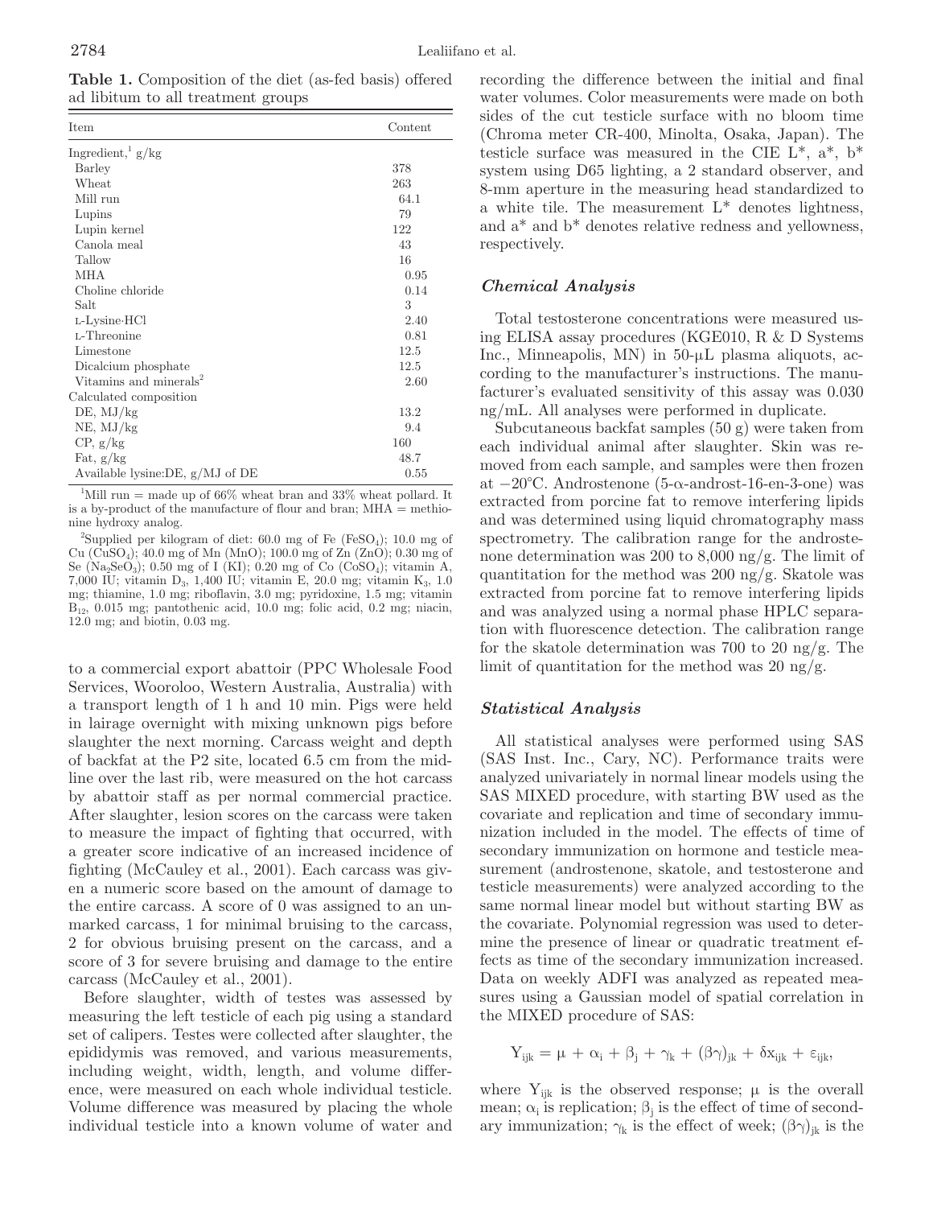**Table 1.** Composition of the diet (as-fed basis) offered ad libitum to all treatment groups

| Item | Content |
|---|---|
| Ingredient,[1] g/kg | |
| Barley | 378 |
| Wheat | 263 |
| Mill run | 64.1 |
| Lupins | 79 |
| Lupin kernel | 122 |
| Canola meal | 43 |
| Tallow | 16 |
| MHA | 0.95 |
| Choline chloride | 0.14 |
| Salt | 3 |
| L-Lysine·HCl | 2.40 |
| L-Threonine | 0.81 |
| Limestone | 12.5 |
| Dicalcium phosphate | 12.5 |
| Vitamins and minerals[2] | 2.60 |
| Calculated composition | |
| DE, MJ/kg | 13.2 |
| NE, MJ/kg | 9.4 |
| CP, g/kg | 160 |
| Fat, g/kg | 48.7 |
| Available lysine:DE, g/MJ of DE | 0.55 |

[1]Mill run = made up of 66% wheat bran and 33% wheat pollard. It is a by-product of the manufacture of flour and bran; MHA = methionine hydroxy analog.

[2]Supplied per kilogram of diet: 60.0 mg of Fe ($FeSO_4$); 10.0 mg of Cu ($CuSO_4$); 40.0 mg of Mn (MnO); 100.0 mg of Zn (ZnO); 0.30 mg of Se ($Na_2SeO_3$); 0.50 mg of I (KI); 0.20 mg of Co ($CoSO_4$); vitamin A, 7,000 IU; vitamin $D_3$, 1,400 IU; vitamin E, 20.0 mg; vitamin $K_3$, 1.0 mg; thiamine, 1.0 mg; riboflavin, 3.0 mg; pyridoxine, 1.5 mg; vitamin $B_{12}$, 0.015 mg; pantothenic acid, 10.0 mg; folic acid, 0.2 mg; niacin, 12.0 mg; and biotin, 0.03 mg.

to a commercial export abattoir (PPC Wholesale Food Services, Wooroloo, Western Australia, Australia) with a transport length of 1 h and 10 min. Pigs were held in lairage overnight with mixing unknown pigs before slaughter the next morning. Carcass weight and depth of backfat at the P2 site, located 6.5 cm from the midline over the last rib, were measured on the hot carcass by abattoir staff as per normal commercial practice. After slaughter, lesion scores on the carcass were taken to measure the impact of fighting that occurred, with a greater score indicative of an increased incidence of fighting (McCauley et al., 2001). Each carcass was given a numeric score based on the amount of damage to the entire carcass. A score of 0 was assigned to an unmarked carcass, 1 for minimal bruising to the carcass, 2 for obvious bruising present on the carcass, and a score of 3 for severe bruising and damage to the entire carcass (McCauley et al., 2001).

Before slaughter, width of testes was assessed by measuring the left testicle of each pig using a standard set of calipers. Testes were collected after slaughter, the epididymis was removed, and various measurements, including weight, width, length, and volume difference, were measured on each whole individual testicle. Volume difference was measured by placing the whole individual testicle into a known volume of water and recording the difference between the initial and final water volumes. Color measurements were made on both sides of the cut testicle surface with no bloom time (Chroma meter CR-400, Minolta, Osaka, Japan). The testicle surface was measured in the CIE L*, a*, b* system using D65 lighting, a 2 standard observer, and 8-mm aperture in the measuring head standardized to a white tile. The measurement L* denotes lightness, and a* and b* denotes relative redness and yellowness, respectively.

### Chemical Analysis

Total testosterone concentrations were measured using ELISA assay procedures (KGE010, R & D Systems Inc., Minneapolis, MN) in 50-μL plasma aliquots, according to the manufacturer's instructions. The manufacturer's evaluated sensitivity of this assay was 0.030 ng/mL. All analyses were performed in duplicate.

Subcutaneous backfat samples (50 g) were taken from each individual animal after slaughter. Skin was removed from each sample, and samples were then frozen at −20°C. Androstenone (5-α-androst-16-en-3-one) was extracted from porcine fat to remove interfering lipids and was determined using liquid chromatography mass spectrometry. The calibration range for the androstenone determination was 200 to 8,000 ng/g. The limit of quantitation for the method was 200 ng/g. Skatole was extracted from porcine fat to remove interfering lipids and was analyzed using a normal phase HPLC separation with fluorescence detection. The calibration range for the skatole determination was 700 to 20 ng/g. The limit of quantitation for the method was 20 ng/g.

### Statistical Analysis

All statistical analyses were performed using SAS (SAS Inst. Inc., Cary, NC). Performance traits were analyzed univariately in normal linear models using the SAS MIXED procedure, with starting BW used as the covariate and replication and time of secondary immunization included in the model. The effects of time of secondary immunization on hormone and testicle measurement (androstenone, skatole, and testosterone and testicle measurements) were analyzed according to the same normal linear model but without starting BW as the covariate. Polynomial regression was used to determine the presence of linear or quadratic treatment effects as time of the secondary immunization increased. Data on weekly ADFI was analyzed as repeated measures using a Gaussian model of spatial correlation in the MIXED procedure of SAS:

$$Y_{ijk} = \mu + \alpha_i + \beta_j + \gamma_k + (\beta\gamma)_{jk} + \delta x_{ijk} + \varepsilon_{ijk},$$

where $Y_{ijk}$ is the observed response; $\mu$ is the overall mean; $\alpha_i$ is replication; $\beta_j$ is the effect of time of secondary immunization; $\gamma_k$ is the effect of week; $(\beta\gamma)_{jk}$ is the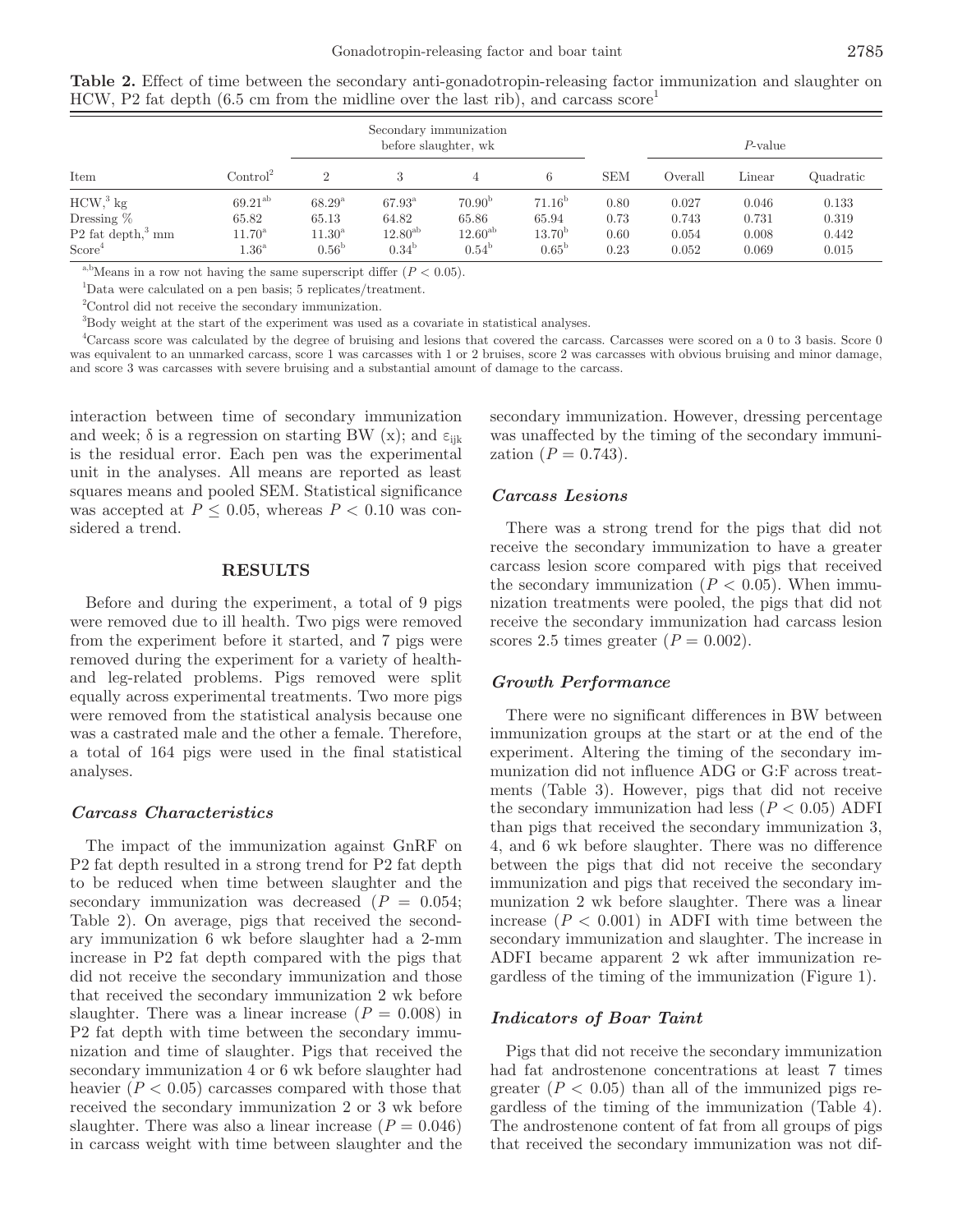**Table 2.** Effect of time between the secondary anti-gonadotropin-releasing factor immunization and slaughter on HCW, P2 fat depth (6.5 cm from the midline over the last rib), and carcass score[1]

| Item | Control[2] | Secondary immunization before slaughter, wk | | | | SEM | P-value | | |
|---|---|---|---|---|---|---|---|---|---|
| | | 2 | 3 | 4 | 6 | | Overall | Linear | Quadratic |
| HCW,[3] kg | 69.21[ab] | 68.29[a] | 67.93[a] | 70.90[b] | 71.16[b] | 0.80 | 0.027 | 0.046 | 0.133 |
| Dressing % | 65.82 | 65.13 | 64.82 | 65.86 | 65.94 | 0.73 | 0.743 | 0.731 | 0.319 |
| P2 fat depth,[3] mm | 11.70[a] | 11.30[a] | 12.80[ab] | 12.60[ab] | 13.70[b] | 0.60 | 0.054 | 0.008 | 0.442 |
| Score[4] | 1.36[a] | 0.56[b] | 0.34[b] | 0.54[b] | 0.65[b] | 0.23 | 0.052 | 0.069 | 0.015 |

[a,b]Means in a row not having the same superscript differ ($P < 0.05$).

[1]Data were calculated on a pen basis; 5 replicates/treatment.

[2]Control did not receive the secondary immunization.

[3]Body weight at the start of the experiment was used as a covariate in statistical analyses.

[4]Carcass score was calculated by the degree of bruising and lesions that covered the carcass. Carcasses were scored on a 0 to 3 basis. Score 0 was equivalent to an unmarked carcass, score 1 was carcasses with 1 or 2 bruises, score 2 was carcasses with obvious bruising and minor damage, and score 3 was carcasses with severe bruising and a substantial amount of damage to the carcass.

interaction between time of secondary immunization and week; $\delta$ is a regression on starting BW (x); and $\varepsilon_{ijk}$ is the residual error. Each pen was the experimental unit in the analyses. All means are reported as least squares means and pooled SEM. Statistical significance was accepted at $P \leq 0.05$, whereas $P < 0.10$ was considered a trend.

## RESULTS

Before and during the experiment, a total of 9 pigs were removed due to ill health. Two pigs were removed from the experiment before it started, and 7 pigs were removed during the experiment for a variety of health- and leg-related problems. Pigs removed were split equally across experimental treatments. Two more pigs were removed from the statistical analysis because one was a castrated male and the other a female. Therefore, a total of 164 pigs were used in the final statistical analyses.

### *Carcass Characteristics*

The impact of the immunization against GnRF on P2 fat depth resulted in a strong trend for P2 fat depth to be reduced when time between slaughter and the secondary immunization was decreased ($P = 0.054$; Table 2). On average, pigs that received the secondary immunization 6 wk before slaughter had a 2-mm increase in P2 fat depth compared with the pigs that did not receive the secondary immunization and those that received the secondary immunization 2 wk before slaughter. There was a linear increase ($P = 0.008$) in P2 fat depth with time between the secondary immunization and time of slaughter. Pigs that received the secondary immunization 4 or 6 wk before slaughter had heavier ($P < 0.05$) carcasses compared with those that received the secondary immunization 2 or 3 wk before slaughter. There was also a linear increase ($P = 0.046$) in carcass weight with time between slaughter and the secondary immunization. However, dressing percentage was unaffected by the timing of the secondary immunization ($P = 0.743$).

### *Carcass Lesions*

There was a strong trend for the pigs that did not receive the secondary immunization to have a greater carcass lesion score compared with pigs that received the secondary immunization ($P < 0.05$). When immunization treatments were pooled, the pigs that did not receive the secondary immunization had carcass lesion scores 2.5 times greater ($P = 0.002$).

### *Growth Performance*

There were no significant differences in BW between immunization groups at the start or at the end of the experiment. Altering the timing of the secondary immunization did not influence ADG or G:F across treatments (Table 3). However, pigs that did not receive the secondary immunization had less ($P < 0.05$) ADFI than pigs that received the secondary immunization 3, 4, and 6 wk before slaughter. There was no difference between the pigs that did not receive the secondary immunization and pigs that received the secondary immunization 2 wk before slaughter. There was a linear increase ($P < 0.001$) in ADFI with time between the secondary immunization and slaughter. The increase in ADFI became apparent 2 wk after immunization regardless of the timing of the immunization (Figure 1).

### *Indicators of Boar Taint*

Pigs that did not receive the secondary immunization had fat androstenone concentrations at least 7 times greater ($P < 0.05$) than all of the immunized pigs regardless of the timing of the immunization (Table 4). The androstenone content of fat from all groups of pigs that received the secondary immunization was not dif-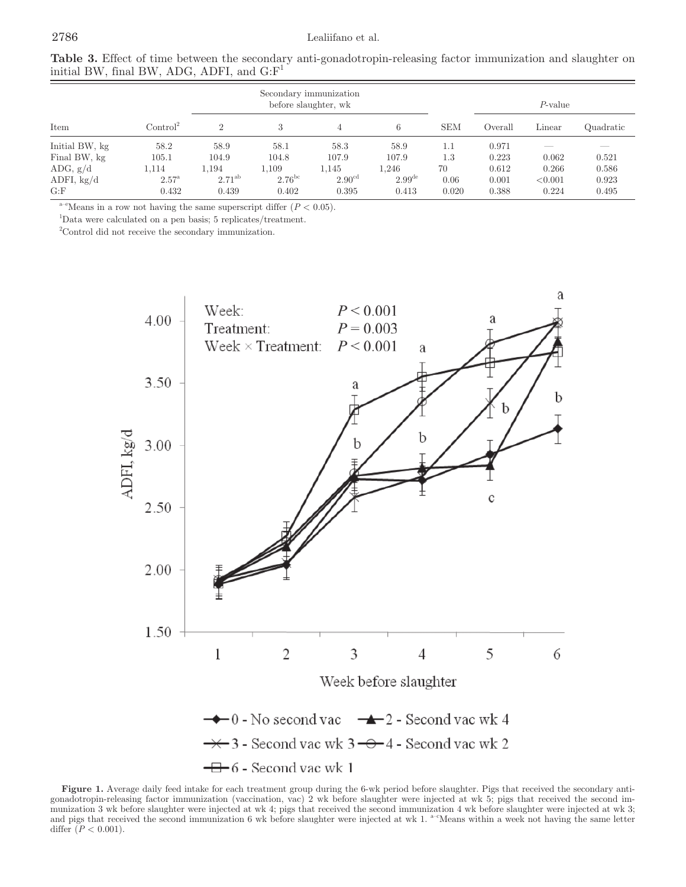**Table 3.** Effect of time between the secondary anti-gonadotropin-releasing factor immunization and slaughter on initial BW, final BW, ADG, ADFI, and G:F[1]

| | | Secondary immunization before slaughter, wk | | | | | *P*-value | | |
|---|---|---|---|---|---|---|---|---|---|
| Item | Control[2] | 2 | 3 | 4 | 6 | SEM | Overall | Linear | Quadratic |
| Initial BW, kg | 58.2 | 58.9 | 58.1 | 58.3 | 58.9 | 1.1 | 0.971 | — | — |
| Final BW, kg | 105.1 | 104.9 | 104.8 | 107.9 | 107.9 | 1.3 | 0.223 | 0.062 | 0.521 |
| ADG, g/d | 1,114 | 1,194 | 1,109 | 1,145 | 1,246 | 70 | 0.612 | 0.266 | 0.586 |
| ADFI, kg/d | 2.57[a] | 2.71[ab] | 2.76[bc] | 2.90[cd] | 2.99[de] | 0.06 | 0.001 | <0.001 | 0.923 |
| G:F | 0.432 | 0.439 | 0.402 | 0.395 | 0.413 | 0.020 | 0.388 | 0.224 | 0.495 |

[a–e]Means in a row not having the same superscript differ ($P < 0.05$).

[1]Data were calculated on a pen basis; 5 replicates/treatment.

[2]Control did not receive the secondary immunization.

**Figure 1.** Average daily feed intake for each treatment group during the 6-wk period before slaughter. Pigs that received the secondary anti-gonadotropin-releasing factor immunization (vaccination, vac) 2 wk before slaughter were injected at wk 5; pigs that received the second immunization 3 wk before slaughter were injected at wk 4; pigs that received the second immunization 4 wk before slaughter were injected at wk 3; and pigs that received the second immunization 6 wk before slaughter were injected at wk 1. [a–c]Means within a week not having the same letter differ ($P < 0.001$).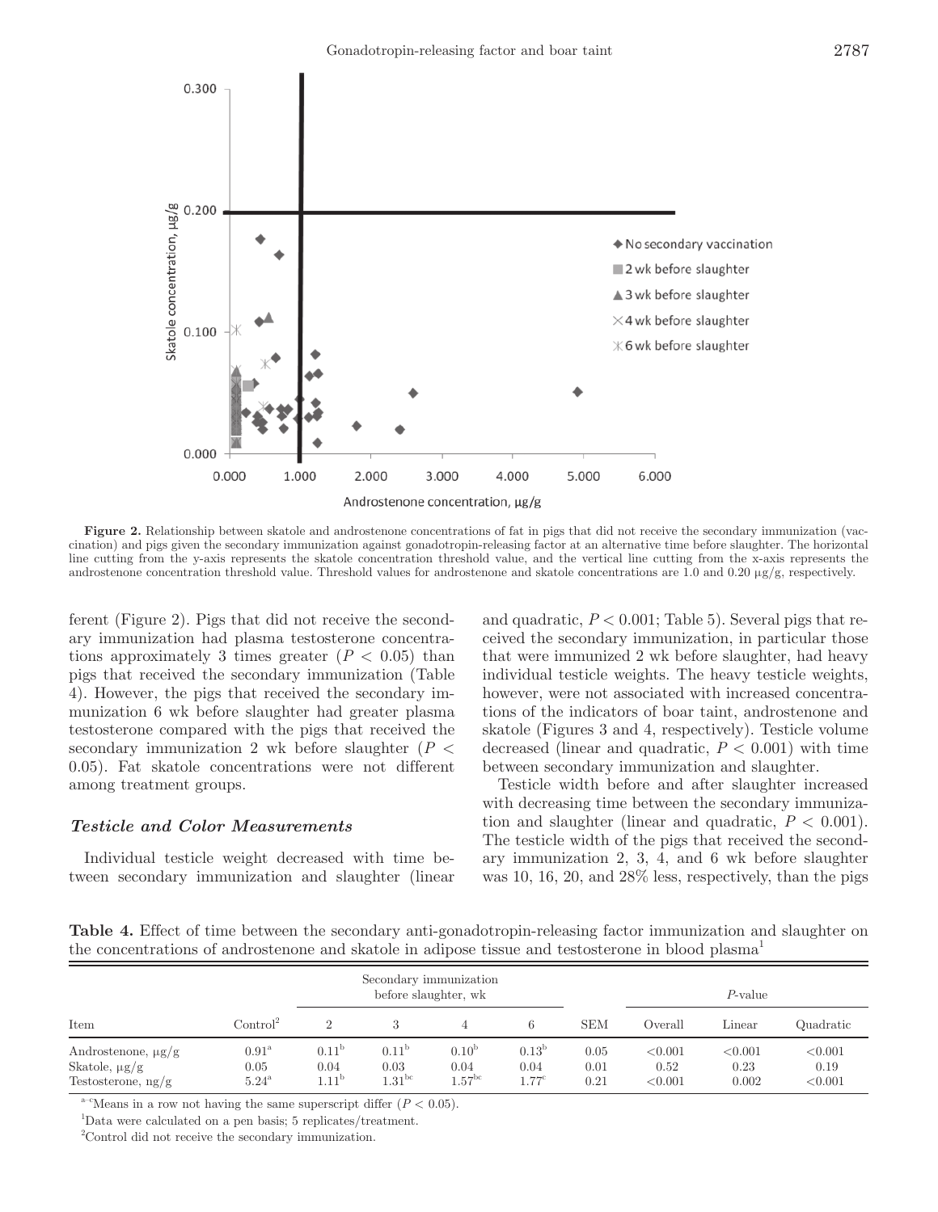Figure 2. Relationship between skatole and androstenone concentrations of fat in pigs that did not receive the secondary immunization (vaccination) and pigs given the secondary immunization against gonadotropin-releasing factor at an alternative time before slaughter. The horizontal line cutting from the y-axis represents the skatole concentration threshold value, and the vertical line cutting from the x-axis represents the androstenone concentration threshold value. Threshold values for androstenone and skatole concentrations are 1.0 and 0.20 μg/g, respectively.

ferent (Figure 2). Pigs that did not receive the secondary immunization had plasma testosterone concentrations approximately 3 times greater ($P < 0.05$) than pigs that received the secondary immunization (Table 4). However, the pigs that received the secondary immunization 6 wk before slaughter had greater plasma testosterone compared with the pigs that received the secondary immunization 2 wk before slaughter ($P < 0.05$). Fat skatole concentrations were not different among treatment groups.

### Testicle and Color Measurements

Individual testicle weight decreased with time between secondary immunization and slaughter (linear and quadratic, $P < 0.001$; Table 5). Several pigs that received the secondary immunization, in particular those that were immunized 2 wk before slaughter, had heavy individual testicle weights. The heavy testicle weights, however, were not associated with increased concentrations of the indicators of boar taint, androstenone and skatole (Figures 3 and 4, respectively). Testicle volume decreased (linear and quadratic, $P < 0.001$) with time between secondary immunization and slaughter.

Testicle width before and after slaughter increased with decreasing time between the secondary immunization and slaughter (linear and quadratic, $P < 0.001$). The testicle width of the pigs that received the secondary immunization 2, 3, 4, and 6 wk before slaughter was 10, 16, 20, and 28% less, respectively, than the pigs

**Table 4.** Effect of time between the secondary anti-gonadotropin-releasing factor immunization and slaughter on the concentrations of androstenone and skatole in adipose tissue and testosterone in blood plasma[1]

| | | Secondary immunization before slaughter, wk | | | | | *P*-value | | |
|---|---|---|---|---|---|---|---|---|---|
| Item | Control[2] | 2 | 3 | 4 | 6 | SEM | Overall | Linear | Quadratic |
| Androstenone, μg/g | 0.91[a] | 0.11[b] | 0.11[b] | 0.10[b] | 0.13[b] | 0.05 | <0.001 | <0.001 | <0.001 |
| Skatole, μg/g | 0.05 | 0.04 | 0.03 | 0.04 | 0.04 | 0.01 | 0.52 | 0.23 | 0.19 |
| Testosterone, ng/g | 5.24[a] | 1.11[b] | 1.31[bc] | 1.57[bc] | 1.77[c] | 0.21 | <0.001 | 0.002 | <0.001 |

[a–c]Means in a row not having the same superscript differ ($P < 0.05$).

[1]Data were calculated on a pen basis; 5 replicates/treatment.

[2]Control did not receive the secondary immunization.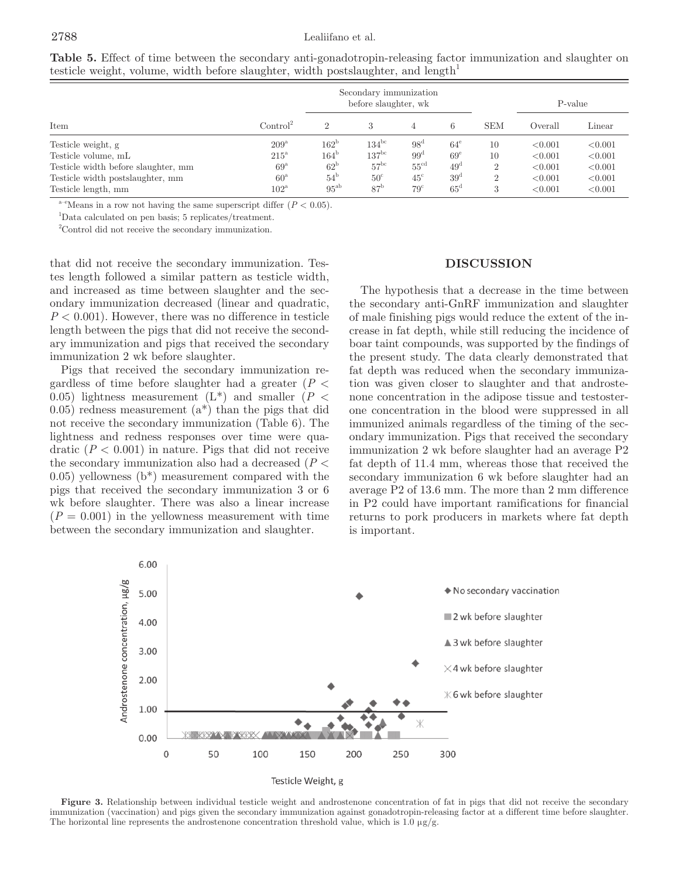**Table 5.** Effect of time between the secondary anti-gonadotropin-releasing factor immunization and slaughter on testicle weight, volume, width before slaughter, width postslaughter, and length[1]

| Item | Control[2] | Secondary immunization before slaughter, wk | | | | SEM | P-value | |
|---|---|---|---|---|---|---|---|---|
| | | 2 | 3 | 4 | 6 | | Overall | Linear |
| Testicle weight, g | 209[a] | 162[b] | 134[bc] | 98[d] | 64[e] | 10 | <0.001 | <0.001 |
| Testicle volume, mL | 215[a] | 164[b] | 137[bc] | 99[d] | 69[e] | 10 | <0.001 | <0.001 |
| Testicle width before slaughter, mm | 69[a] | 62[b] | 57[bc] | 55[cd] | 49[d] | 2 | <0.001 | <0.001 |
| Testicle width postslaughter, mm | 60[a] | 54[b] | 50[c] | 45[c] | 39[d] | 2 | <0.001 | <0.001 |
| Testicle length, mm | 102[a] | 95[ab] | 87[b] | 79[c] | 65[d] | 3 | <0.001 | <0.001 |

[a–e]Means in a row not having the same superscript differ ($P < 0.05$).

[1]Data calculated on pen basis; 5 replicates/treatment.

[2]Control did not receive the secondary immunization.

that did not receive the secondary immunization. Testes length followed a similar pattern as testicle width, and increased as time between slaughter and the secondary immunization decreased (linear and quadratic, $P < 0.001$). However, there was no difference in testicle length between the pigs that did not receive the secondary immunization and pigs that received the secondary immunization 2 wk before slaughter.

Pigs that received the secondary immunization regardless of time before slaughter had a greater ($P < 0.05$) lightness measurement ($L^*$) and smaller ($P < 0.05$) redness measurement ($a^*$) than the pigs that did not receive the secondary immunization (Table 6). The lightness and redness responses over time were quadratic ($P < 0.001$) in nature. Pigs that did not receive the secondary immunization also had a decreased ($P < 0.05$) yellowness ($b^*$) measurement compared with the pigs that received the secondary immunization 3 or 6 wk before slaughter. There was also a linear increase ($P = 0.001$) in the yellowness measurement with time between the secondary immunization and slaughter.

## DISCUSSION

The hypothesis that a decrease in the time between the secondary anti-GnRF immunization and slaughter of male finishing pigs would reduce the extent of the increase in fat depth, while still reducing the incidence of boar taint compounds, was supported by the findings of the present study. The data clearly demonstrated that fat depth was reduced when the secondary immunization was given closer to slaughter and that androstenone concentration in the adipose tissue and testosterone concentration in the blood were suppressed in all immunized animals regardless of the timing of the secondary immunization. Pigs that received the secondary immunization 2 wk before slaughter had an average P2 fat depth of 11.4 mm, whereas those that received the secondary immunization 6 wk before slaughter had an average P2 of 13.6 mm. The more than 2 mm difference in P2 could have important ramifications for financial returns to pork producers in markets where fat depth is important.

**Figure 3.** Relationship between individual testicle weight and androstenone concentration of fat in pigs that did not receive the secondary immunization (vaccination) and pigs given the secondary immunization against gonadotropin-releasing factor at a different time before slaughter. The horizontal line represents the androstenone concentration threshold value, which is 1.0 μg/g.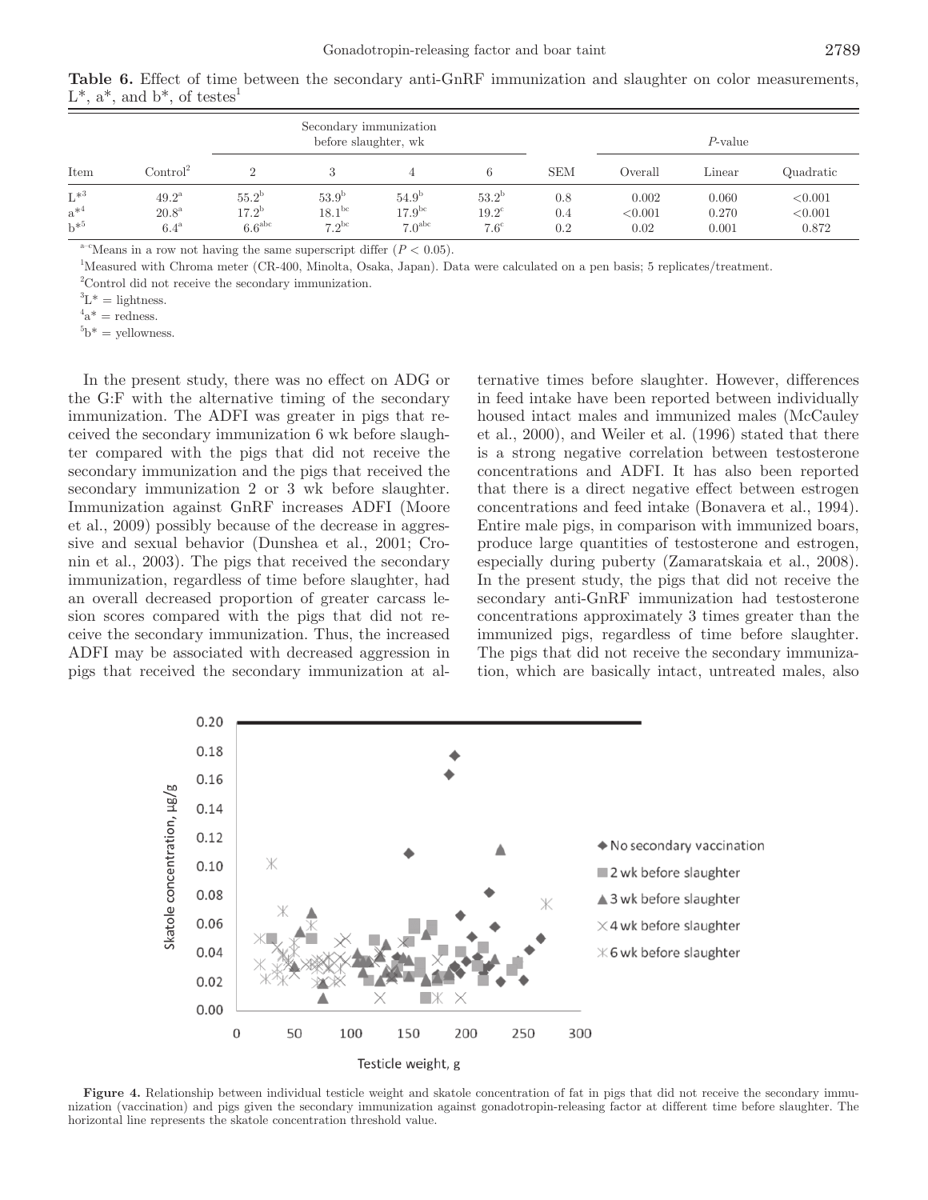**Table 6.** Effect of time between the secondary anti-GnRF immunization and slaughter on color measurements, L*, a*, and b*, of testes[1]

| Item | Control[2] | Secondary immunization before slaughter, wk | | | | SEM | *P*-value | | |
|---|---|---|---|---|---|---|---|---|---|
| | | 2 | 3 | 4 | 6 | | Overall | Linear | Quadratic |
| L*[3] | 49.2[a] | 55.2[b] | 53.9[b] | 54.9[b] | 53.2[b] | 0.8 | 0.002 | 0.060 | <0.001 |
| a*[4] | 20.8[a] | 17.2[b] | 18.1[bc] | 17.9[bc] | 19.2[c] | 0.4 | <0.001 | 0.270 | <0.001 |
| b*[5] | 6.4[a] | 6.6[abc] | 7.2[bc] | 7.0[abc] | 7.6[c] | 0.2 | 0.02 | 0.001 | 0.872 |

[a–c]Means in a row not having the same superscript differ ($P < 0.05$).

[1]Measured with Chroma meter (CR-400, Minolta, Osaka, Japan). Data were calculated on a pen basis; 5 replicates/treatment.

[2]Control did not receive the secondary immunization.

[3]L* = lightness.

[4]a* = redness.

[5]b* = yellowness.

In the present study, there was no effect on ADG or the G:F with the alternative timing of the secondary immunization. The ADFI was greater in pigs that received the secondary immunization 6 wk before slaughter compared with the pigs that did not receive the secondary immunization and the pigs that received the secondary immunization 2 or 3 wk before slaughter. Immunization against GnRF increases ADFI (Moore et al., 2009) possibly because of the decrease in aggressive and sexual behavior (Dunshea et al., 2001; Cronin et al., 2003). The pigs that received the secondary immunization, regardless of time before slaughter, had an overall decreased proportion of greater carcass lesion scores compared with the pigs that did not receive the secondary immunization. Thus, the increased ADFI may be associated with decreased aggression in pigs that received the secondary immunization at alternative times before slaughter. However, differences in feed intake have been reported between individually housed intact males and immunized males (McCauley et al., 2000), and Weiler et al. (1996) stated that there is a strong negative correlation between testosterone concentrations and ADFI. It has also been reported that there is a direct negative effect between estrogen concentrations and feed intake (Bonavera et al., 1994). Entire male pigs, in comparison with immunized boars, produce large quantities of testosterone and estrogen, especially during puberty (Zamaratskaia et al., 2008). In the present study, the pigs that did not receive the secondary anti-GnRF immunization had testosterone concentrations approximately 3 times greater than the immunized pigs, regardless of time before slaughter. The pigs that did not receive the secondary immunization, which are basically intact, untreated males, also

**Figure 4.** Relationship between individual testicle weight and skatole concentration of fat in pigs that did not receive the secondary immunization (vaccination) and pigs given the secondary immunization against gonadotropin-releasing factor at different time before slaughter. The horizontal line represents the skatole concentration threshold value.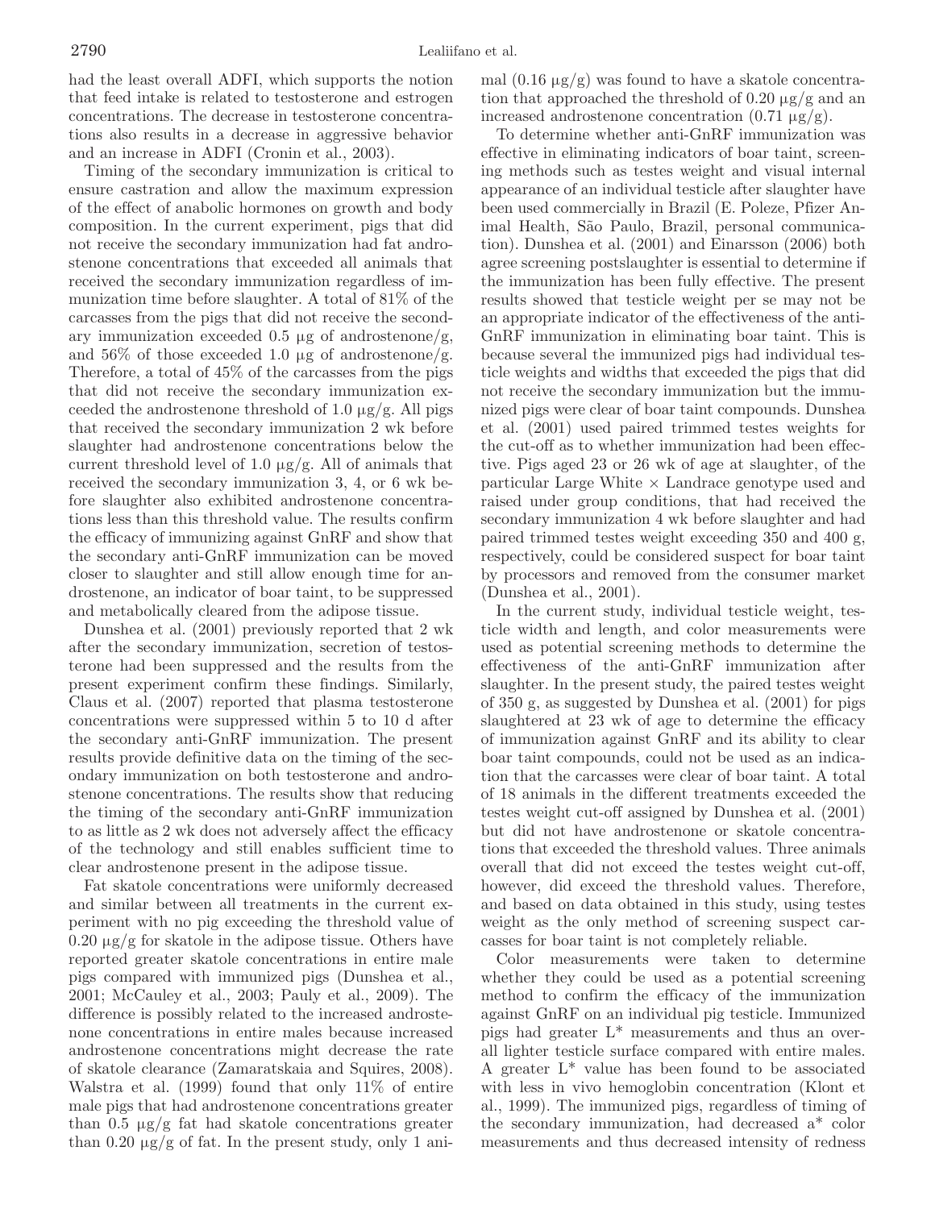had the least overall ADFI, which supports the notion that feed intake is related to testosterone and estrogen concentrations. The decrease in testosterone concentrations also results in a decrease in aggressive behavior and an increase in ADFI (Cronin et al., 2003).

Timing of the secondary immunization is critical to ensure castration and allow the maximum expression of the effect of anabolic hormones on growth and body composition. In the current experiment, pigs that did not receive the secondary immunization had fat androstenone concentrations that exceeded all animals that received the secondary immunization regardless of immunization time before slaughter. A total of 81% of the carcasses from the pigs that did not receive the secondary immunization exceeded 0.5 μg of androstenone/g, and 56% of those exceeded 1.0 μg of androstenone/g. Therefore, a total of 45% of the carcasses from the pigs that did not receive the secondary immunization exceeded the androstenone threshold of 1.0 μg/g. All pigs that received the secondary immunization 2 wk before slaughter had androstenone concentrations below the current threshold level of 1.0 μg/g. All of animals that received the secondary immunization 3, 4, or 6 wk before slaughter also exhibited androstenone concentrations less than this threshold value. The results confirm the efficacy of immunizing against GnRF and show that the secondary anti-GnRF immunization can be moved closer to slaughter and still allow enough time for androstenone, an indicator of boar taint, to be suppressed and metabolically cleared from the adipose tissue.

Dunshea et al. (2001) previously reported that 2 wk after the secondary immunization, secretion of testosterone had been suppressed and the results from the present experiment confirm these findings. Similarly, Claus et al. (2007) reported that plasma testosterone concentrations were suppressed within 5 to 10 d after the secondary anti-GnRF immunization. The present results provide definitive data on the timing of the secondary immunization on both testosterone and androstenone concentrations. The results show that reducing the timing of the secondary anti-GnRF immunization to as little as 2 wk does not adversely affect the efficacy of the technology and still enables sufficient time to clear androstenone present in the adipose tissue.

Fat skatole concentrations were uniformly decreased and similar between all treatments in the current experiment with no pig exceeding the threshold value of 0.20 μg/g for skatole in the adipose tissue. Others have reported greater skatole concentrations in entire male pigs compared with immunized pigs (Dunshea et al., 2001; McCauley et al., 2003; Pauly et al., 2009). The difference is possibly related to the increased androstenone concentrations in entire males because increased androstenone concentrations might decrease the rate of skatole clearance (Zamaratskaia and Squires, 2008). Walstra et al. (1999) found that only 11% of entire male pigs that had androstenone concentrations greater than 0.5 μg/g fat had skatole concentrations greater than 0.20 μg/g of fat. In the present study, only 1 animal (0.16 μg/g) was found to have a skatole concentration that approached the threshold of 0.20 μg/g and an increased androstenone concentration (0.71 μg/g).

To determine whether anti-GnRF immunization was effective in eliminating indicators of boar taint, screening methods such as testes weight and visual internal appearance of an individual testicle after slaughter have been used commercially in Brazil (E. Poleze, Pfizer Animal Health, São Paulo, Brazil, personal communication). Dunshea et al. (2001) and Einarsson (2006) both agree screening postslaughter is essential to determine if the immunization has been fully effective. The present results showed that testicle weight per se may not be an appropriate indicator of the effectiveness of the anti-GnRF immunization in eliminating boar taint. This is because several the immunized pigs had individual testicle weights and widths that exceeded the pigs that did not receive the secondary immunization but the immunized pigs were clear of boar taint compounds. Dunshea et al. (2001) used paired trimmed testes weights for the cut-off as to whether immunization had been effective. Pigs aged 23 or 26 wk of age at slaughter, of the particular Large White × Landrace genotype used and raised under group conditions, that had received the secondary immunization 4 wk before slaughter and had paired trimmed testes weight exceeding 350 and 400 g, respectively, could be considered suspect for boar taint by processors and removed from the consumer market (Dunshea et al., 2001).

In the current study, individual testicle weight, testicle width and length, and color measurements were used as potential screening methods to determine the effectiveness of the anti-GnRF immunization after slaughter. In the present study, the paired testes weight of 350 g, as suggested by Dunshea et al. (2001) for pigs slaughtered at 23 wk of age to determine the efficacy of immunization against GnRF and its ability to clear boar taint compounds, could not be used as an indication that the carcasses were clear of boar taint. A total of 18 animals in the different treatments exceeded the testes weight cut-off assigned by Dunshea et al. (2001) but did not have androstenone or skatole concentrations that exceeded the threshold values. Three animals overall that did not exceed the testes weight cut-off, however, did exceed the threshold values. Therefore, and based on data obtained in this study, using testes weight as the only method of screening suspect carcasses for boar taint is not completely reliable.

Color measurements were taken to determine whether they could be used as a potential screening method to confirm the efficacy of the immunization against GnRF on an individual pig testicle. Immunized pigs had greater L* measurements and thus an overall lighter testicle surface compared with entire males. A greater L* value has been found to be associated with less in vivo hemoglobin concentration (Klont et al., 1999). The immunized pigs, regardless of timing of the secondary immunization, had decreased a* color measurements and thus decreased intensity of redness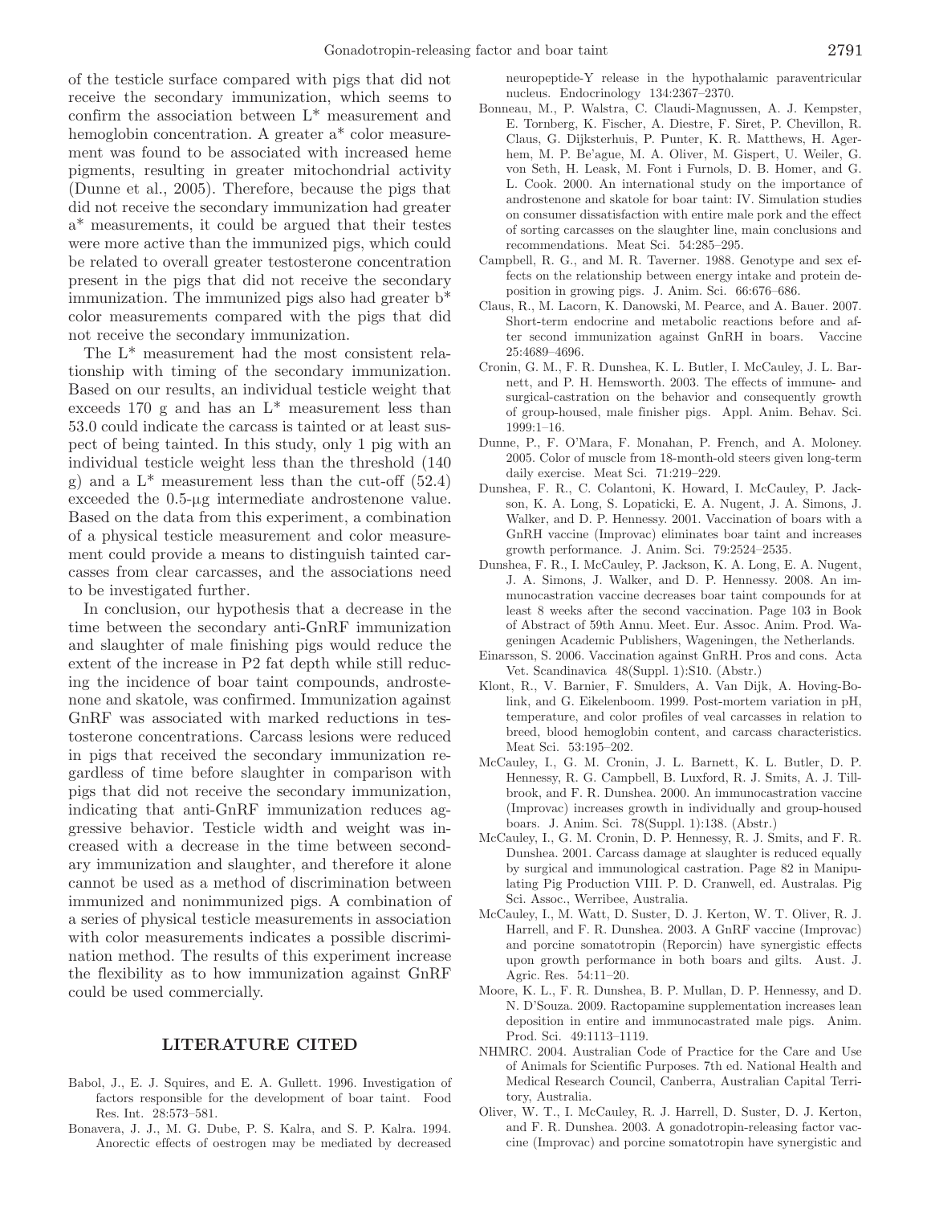of the testicle surface compared with pigs that did not receive the secondary immunization, which seems to confirm the association between L* measurement and hemoglobin concentration. A greater a* color measurement was found to be associated with increased heme pigments, resulting in greater mitochondrial activity (Dunne et al., 2005). Therefore, because the pigs that did not receive the secondary immunization had greater a* measurements, it could be argued that their testes were more active than the immunized pigs, which could be related to overall greater testosterone concentration present in the pigs that did not receive the secondary immunization. The immunized pigs also had greater b* color measurements compared with the pigs that did not receive the secondary immunization.

The L* measurement had the most consistent relationship with timing of the secondary immunization. Based on our results, an individual testicle weight that exceeds 170 g and has an L* measurement less than 53.0 could indicate the carcass is tainted or at least suspect of being tainted. In this study, only 1 pig with an individual testicle weight less than the threshold (140 g) and a L* measurement less than the cut-off (52.4) exceeded the 0.5-μg intermediate androstenone value. Based on the data from this experiment, a combination of a physical testicle measurement and color measurement could provide a means to distinguish tainted carcasses from clear carcasses, and the associations need to be investigated further.

In conclusion, our hypothesis that a decrease in the time between the secondary anti-GnRF immunization and slaughter of male finishing pigs would reduce the extent of the increase in P2 fat depth while still reducing the incidence of boar taint compounds, androstenone and skatole, was confirmed. Immunization against GnRF was associated with marked reductions in testosterone concentrations. Carcass lesions were reduced in pigs that received the secondary immunization regardless of time before slaughter in comparison with pigs that did not receive the secondary immunization, indicating that anti-GnRF immunization reduces aggressive behavior. Testicle width and weight was increased with a decrease in the time between secondary immunization and slaughter, and therefore it alone cannot be used as a method of discrimination between immunized and nonimmunized pigs. A combination of a series of physical testicle measurements in association with color measurements indicates a possible discrimination method. The results of this experiment increase the flexibility as to how immunization against GnRF could be used commercially.

## LITERATURE CITED

Babol, J., E. J. Squires, and E. A. Gullett. 1996. Investigation of factors responsible for the development of boar taint. Food Res. Int. 28:573–581.

Bonavera, J. J., M. G. Dube, P. S. Kalra, and S. P. Kalra. 1994. Anorectic effects of oestrogen may be mediated by decreased neuropeptide-Y release in the hypothalamic paraventricular nucleus. Endocrinology 134:2367–2370.

Bonneau, M., P. Walstra, C. Claudi-Magnussen, A. J. Kempster, E. Tornberg, K. Fischer, A. Diestre, F. Siret, P. Chevillon, R. Claus, G. Dijksterhuis, P. Punter, K. R. Matthews, H. Agerhem, M. P. Be'ague, M. A. Oliver, M. Gispert, U. Weiler, G. von Seth, H. Leask, M. Font i Furnols, D. B. Homer, and G. L. Cook. 2000. An international study on the importance of androstenone and skatole for boar taint: IV. Simulation studies on consumer dissatisfaction with entire male pork and the effect of sorting carcasses on the slaughter line, main conclusions and recommendations. Meat Sci. 54:285–295.

Campbell, R. G., and M. R. Taverner. 1988. Genotype and sex effects on the relationship between energy intake and protein deposition in growing pigs. J. Anim. Sci. 66:676–686.

Claus, R., M. Lacorn, K. Danowski, M. Pearce, and A. Bauer. 2007. Short-term endocrine and metabolic reactions before and after second immunization against GnRH in boars. Vaccine 25:4689–4696.

Cronin, G. M., F. R. Dunshea, K. L. Butler, I. McCauley, J. L. Barnett, and P. H. Hemsworth. 2003. The effects of immune- and surgical-castration on the behavior and consequently growth of group-housed, male finisher pigs. Appl. Anim. Behav. Sci. 1999:1–16.

Dunne, P., F. O'Mara, F. Monahan, P. French, and A. Moloney. 2005. Color of muscle from 18-month-old steers given long-term daily exercise. Meat Sci. 71:219–229.

Dunshea, F. R., C. Colantoni, K. Howard, I. McCauley, P. Jackson, K. A. Long, S. Lopaticki, E. A. Nugent, J. A. Simons, J. Walker, and D. P. Hennessy. 2001. Vaccination of boars with a GnRH vaccine (Improvac) eliminates boar taint and increases growth performance. J. Anim. Sci. 79:2524–2535.

Dunshea, F. R., I. McCauley, P. Jackson, K. A. Long, E. A. Nugent, J. A. Simons, J. Walker, and D. P. Hennessy. 2008. An immunocastration vaccine decreases boar taint compounds for at least 8 weeks after the second vaccination. Page 103 in Book of Abstract of 59th Annu. Meet. Eur. Assoc. Anim. Prod. Wageningen Academic Publishers, Wageningen, the Netherlands.

Einarsson, S. 2006. Vaccination against GnRH. Pros and cons. Acta Vet. Scandinavica 48(Suppl. 1):S10. (Abstr.)

Klont, R., V. Barnier, F. Smulders, A. Van Dijk, A. Hoving-Bolink, and G. Eikelenboom. 1999. Post-mortem variation in pH, temperature, and color profiles of veal carcasses in relation to breed, blood hemoglobin content, and carcass characteristics. Meat Sci. 53:195–202.

McCauley, I., G. M. Cronin, J. L. Barnett, K. L. Butler, D. P. Hennessy, R. G. Campbell, B. Luxford, R. J. Smits, A. J. Tillbrook, and F. R. Dunshea. 2000. An immunocastration vaccine (Improvac) increases growth in individually and group-housed boars. J. Anim. Sci. 78(Suppl. 1):138. (Abstr.)

McCauley, I., G. M. Cronin, D. P. Hennessy, R. J. Smits, and F. R. Dunshea. 2001. Carcass damage at slaughter is reduced equally by surgical and immunological castration. Page 82 in Manipulating Pig Production VIII. P. D. Cranwell, ed. Australas. Pig Sci. Assoc., Werribee, Australia.

McCauley, I., M. Watt, D. Suster, D. J. Kerton, W. T. Oliver, R. J. Harrell, and F. R. Dunshea. 2003. A GnRF vaccine (Improvac) and porcine somatotropin (Reporcin) have synergistic effects upon growth performance in both boars and gilts. Aust. J. Agric. Res. 54:11–20.

Moore, K. L., F. R. Dunshea, B. P. Mullan, D. P. Hennessy, and D. N. D'Souza. 2009. Ractopamine supplementation increases lean deposition in entire and immunocastrated male pigs. Anim. Prod. Sci. 49:1113–1119.

NHMRC. 2004. Australian Code of Practice for the Care and Use of Animals for Scientific Purposes. 7th ed. National Health and Medical Research Council, Canberra, Australian Capital Territory, Australia.

Oliver, W. T., I. McCauley, R. J. Harrell, D. Suster, D. J. Kerton, and F. R. Dunshea. 2003. A gonadotropin-releasing factor vaccine (Improvac) and porcine somatotropin have synergistic and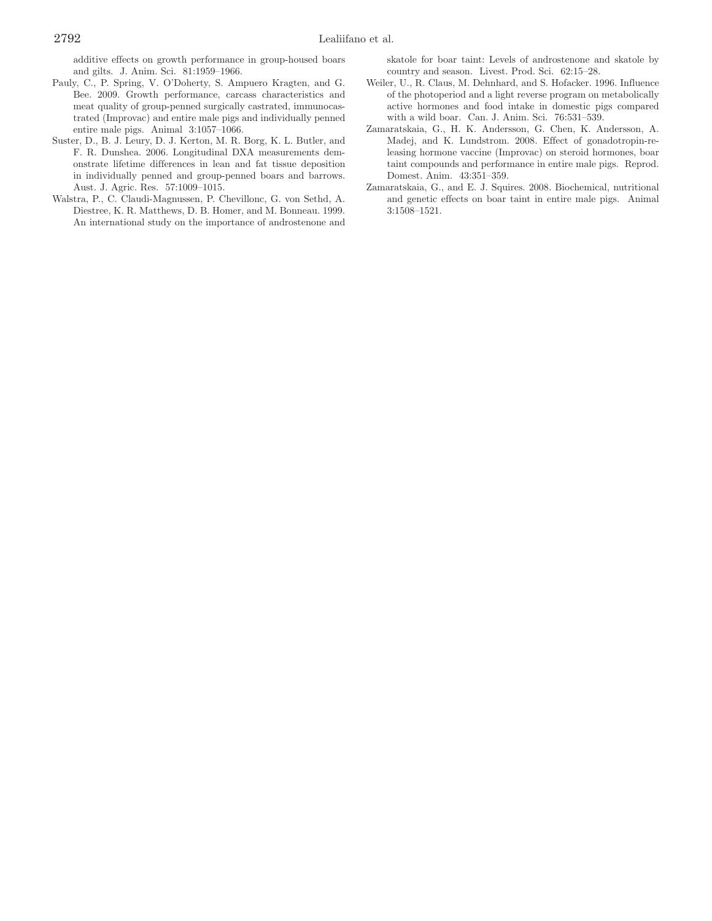additive effects on growth performance in group-housed boars and gilts. J. Anim. Sci. 81:1959–1966.

Pauly, C., P. Spring, V. O'Doherty, S. Ampuero Kragten, and G. Bee. 2009. Growth performance, carcass characteristics and meat quality of group-penned surgically castrated, immunocastrated (Improvac) and entire male pigs and individually penned entire male pigs. Animal 3:1057–1066.

Suster, D., B. J. Leury, D. J. Kerton, M. R. Borg, K. L. Butler, and F. R. Dunshea. 2006. Longitudinal DXA measurements demonstrate lifetime differences in lean and fat tissue deposition in individually penned and group-penned boars and barrows. Aust. J. Agric. Res. 57:1009–1015.

Walstra, P., C. Claudi-Magnussen, P. Chevillonc, G. von Sethd, A. Diestree, K. R. Matthews, D. B. Homer, and M. Bonneau. 1999. An international study on the importance of androstenone and skatole for boar taint: Levels of androstenone and skatole by country and season. Livest. Prod. Sci. 62:15–28.

Weiler, U., R. Claus, M. Dehnhard, and S. Hofacker. 1996. Influence of the photoperiod and a light reverse program on metabolically active hormones and food intake in domestic pigs compared with a wild boar. Can. J. Anim. Sci. 76:531–539.

Zamaratskaia, G., H. K. Andersson, G. Chen, K. Andersson, A. Madej, and K. Lundstrom. 2008. Effect of gonadotropin-releasing hormone vaccine (Improvac) on steroid hormones, boar taint compounds and performance in entire male pigs. Reprod. Domest. Anim. 43:351–359.

Zamaratskaia, G., and E. J. Squires. 2008. Biochemical, nutritional and genetic effects on boar taint in entire male pigs. Animal 3:1508–1521.